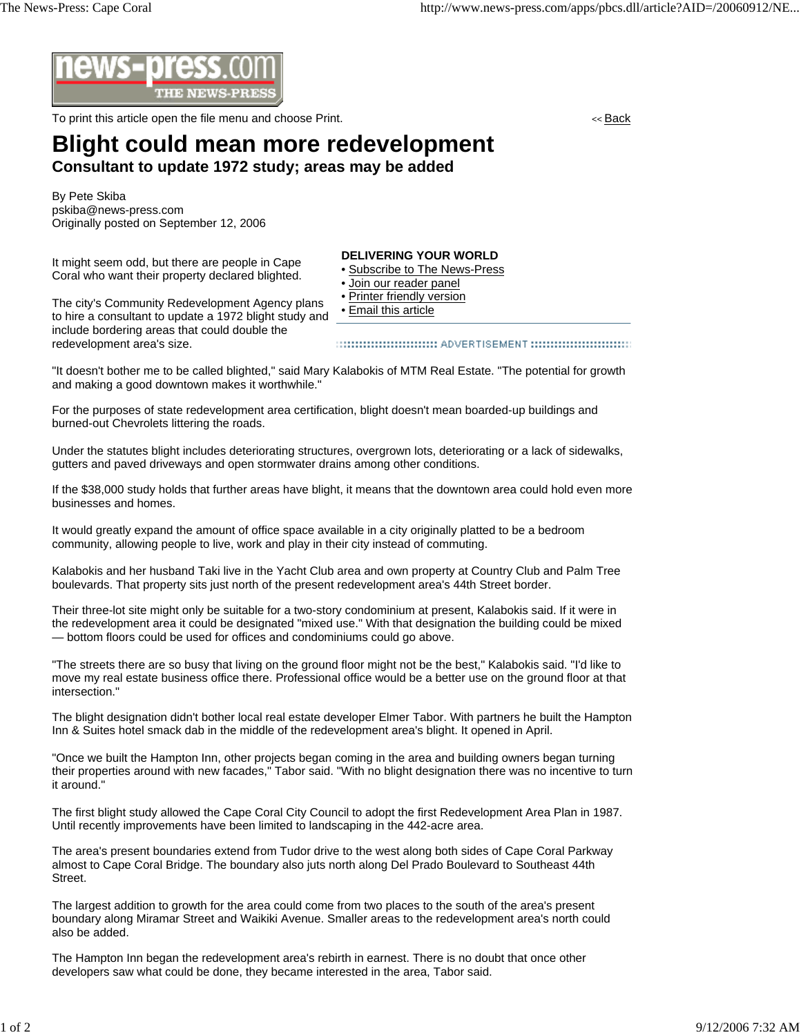To print this article open the file menu and choose Print.

<< Back

# Blight could mean more redevelopment

## Consultant to update 1972 study; areas may be added

By Pete Skiba
pskiba@news-press.com
Originally posted on September 12, 2006

It might seem odd, but there are people in Cape Coral who want their property declared blighted.

The city's Community Redevelopment Agency plans to hire a consultant to update a 1972 blight study and include bordering areas that could double the redevelopment area's size.

**DELIVERING YOUR WORLD**
- Subscribe to The News-Press
- Join our reader panel
- Printer friendly version
- Email this article

ADVERTISEMENT

"It doesn't bother me to be called blighted," said Mary Kalabokis of MTM Real Estate. "The potential for growth and making a good downtown makes it worthwhile."

For the purposes of state redevelopment area certification, blight doesn't mean boarded-up buildings and burned-out Chevrolets littering the roads.

Under the statutes blight includes deteriorating structures, overgrown lots, deteriorating or a lack of sidewalks, gutters and paved driveways and open stormwater drains among other conditions.

If the $38,000 study holds that further areas have blight, it means that the downtown area could hold even more businesses and homes.

It would greatly expand the amount of office space available in a city originally platted to be a bedroom community, allowing people to live, work and play in their city instead of commuting.

Kalabokis and her husband Taki live in the Yacht Club area and own property at Country Club and Palm Tree boulevards. That property sits just north of the present redevelopment area's 44th Street border.

Their three-lot site might only be suitable for a two-story condominium at present, Kalabokis said. If it were in the redevelopment area it could be designated "mixed use." With that designation the building could be mixed — bottom floors could be used for offices and condominiums could go above.

"The streets there are so busy that living on the ground floor might not be the best," Kalabokis said. "I'd like to move my real estate business office there. Professional office would be a better use on the ground floor at that intersection."

The blight designation didn't bother local real estate developer Elmer Tabor. With partners he built the Hampton Inn & Suites hotel smack dab in the middle of the redevelopment area's blight. It opened in April.

"Once we built the Hampton Inn, other projects began coming in the area and building owners began turning their properties around with new facades," Tabor said. "With no blight designation there was no incentive to turn it around."

The first blight study allowed the Cape Coral City Council to adopt the first Redevelopment Area Plan in 1987. Until recently improvements have been limited to landscaping in the 442-acre area.

The area's present boundaries extend from Tudor drive to the west along both sides of Cape Coral Parkway almost to Cape Coral Bridge. The boundary also juts north along Del Prado Boulevard to Southeast 44th Street.

The largest addition to growth for the area could come from two places to the south of the area's present boundary along Miramar Street and Waikiki Avenue. Smaller areas to the redevelopment area's north could also be added.

The Hampton Inn began the redevelopment area's rebirth in earnest. There is no doubt that once other developers saw what could be done, they became interested in the area, Tabor said.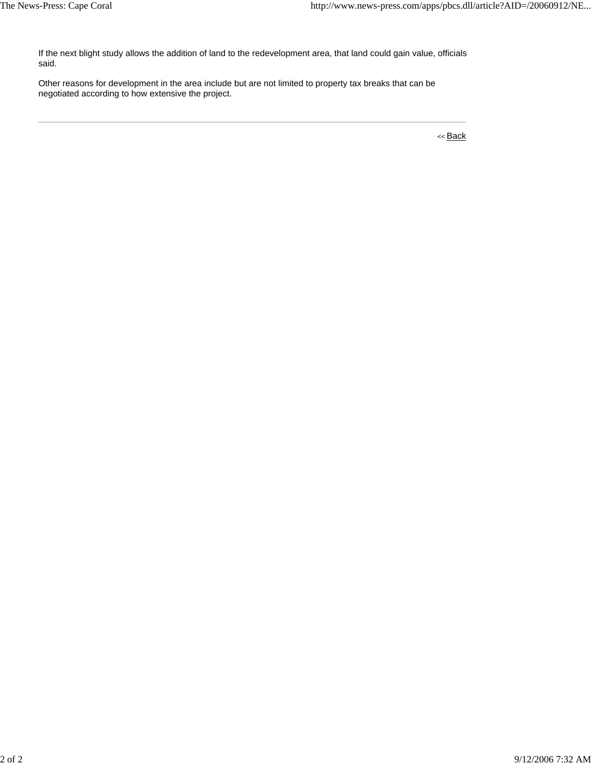If the next blight study allows the addition of land to the redevelopment area, that land could gain value, officials said.

Other reasons for development in the area include but are not limited to property tax breaks that can be negotiated according to how extensive the project.

---

<< Back